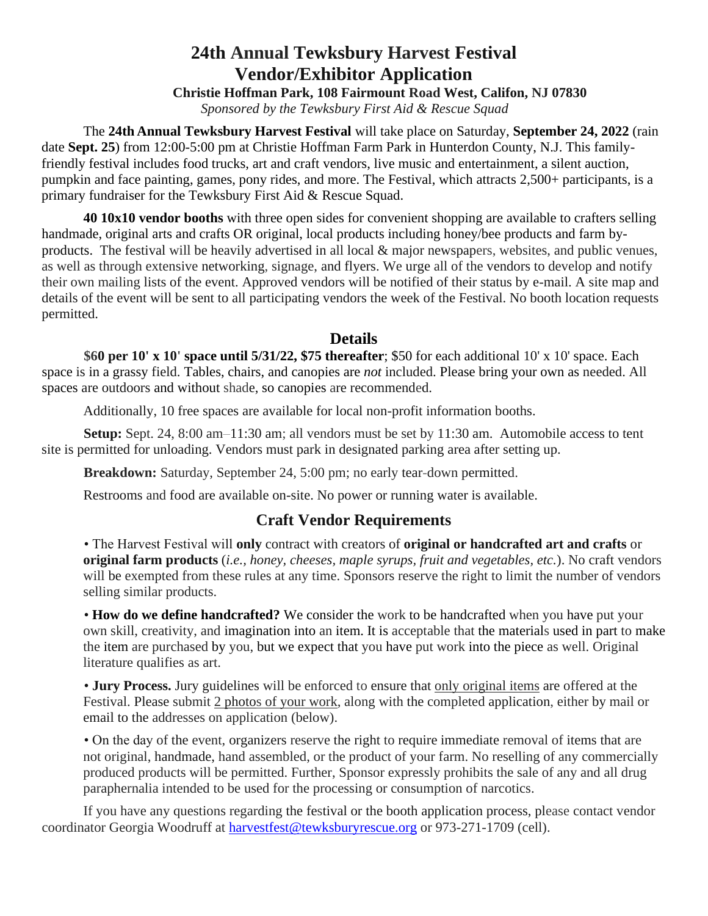# 24th Annual Tewksbury Harvest Festival
# Vendor/Exhibitor Application

**Christie Hoffman Park, 108 Fairmount Road West, Califon, NJ 07830**

*Sponsored by the Tewksbury First Aid & Rescue Squad*

The **24th Annual Tewksbury Harvest Festival** will take place on Saturday, **September 24, 2022** (rain date **Sept. 25**) from 12:00-5:00 pm at Christie Hoffman Farm Park in Hunterdon County, N.J. This family-friendly festival includes food trucks, art and craft vendors, live music and entertainment, a silent auction, pumpkin and face painting, games, pony rides, and more. The Festival, which attracts 2,500+ participants, is a primary fundraiser for the Tewksbury First Aid & Rescue Squad.

**40 10x10 vendor booths** with three open sides for convenient shopping are available to crafters selling handmade, original arts and crafts OR original, local products including honey/bee products and farm by-products. The festival will be heavily advertised in all local & major newspapers, websites, and public venues, as well as through extensive networking, signage, and flyers. We urge all of the vendors to develop and notify their own mailing lists of the event. Approved vendors will be notified of their status by e-mail. A site map and details of the event will be sent to all participating vendors the week of the Festival. No booth location requests permitted.

## Details

**$60 per 10' x 10' space until 5/31/22, $75 thereafter**; $50 for each additional 10' x 10' space. Each space is in a grassy field. Tables, chairs, and canopies are *not* included. Please bring your own as needed. All spaces are outdoors and without shade, so canopies are recommended.

Additionally, 10 free spaces are available for local non-profit information booths.

**Setup:** Sept. 24, 8:00 am–11:30 am; all vendors must be set by 11:30 am. Automobile access to tent site is permitted for unloading. Vendors must park in designated parking area after setting up.

**Breakdown:** Saturday, September 24, 5:00 pm; no early tear-down permitted.

Restrooms and food are available on-site. No power or running water is available.

## Craft Vendor Requirements

• The Harvest Festival will **only** contract with creators of **original or handcrafted art and crafts** or **original farm products** (*i.e., honey, cheeses, maple syrups, fruit and vegetables, etc.*). No craft vendors will be exempted from these rules at any time. Sponsors reserve the right to limit the number of vendors selling similar products.

• **How do we define handcrafted?** We consider the work to be handcrafted when you have put your own skill, creativity, and imagination into an item. It is acceptable that the materials used in part to make the item are purchased by you, but we expect that you have put work into the piece as well. Original literature qualifies as art.

• **Jury Process.** Jury guidelines will be enforced to ensure that only original items are offered at the Festival. Please submit 2 photos of your work, along with the completed application, either by mail or email to the addresses on application (below).

• On the day of the event, organizers reserve the right to require immediate removal of items that are not original, handmade, hand assembled, or the product of your farm. No reselling of any commercially produced products will be permitted. Further, Sponsor expressly prohibits the sale of any and all drug paraphernalia intended to be used for the processing or consumption of narcotics.

If you have any questions regarding the festival or the booth application process, please contact vendor coordinator Georgia Woodruff at harvestfest@tewksburyrescue.org or 973-271-1709 (cell).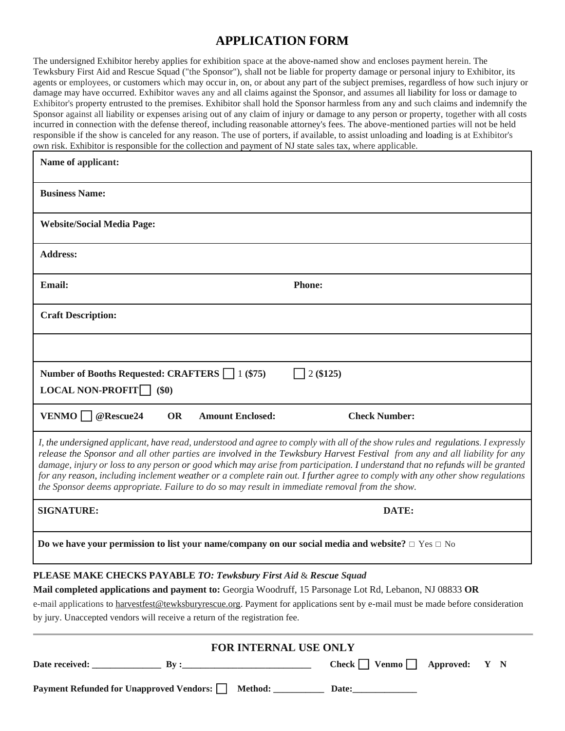# APPLICATION FORM

The undersigned Exhibitor hereby applies for exhibition space at the above-named show and encloses payment herein. The Tewksbury First Aid and Rescue Squad ("the Sponsor"), shall not be liable for property damage or personal injury to Exhibitor, its agents or employees, or customers which may occur in, on, or about any part of the subject premises, regardless of how such injury or damage may have occurred. Exhibitor waves any and all claims against the Sponsor, and assumes all liability for loss or damage to Exhibitor's property entrusted to the premises. Exhibitor shall hold the Sponsor harmless from any and such claims and indemnify the Sponsor against all liability or expenses arising out of any claim of injury or damage to any person or property, together with all costs incurred in connection with the defense thereof, including reasonable attorney's fees. The above-mentioned parties will not be held responsible if the show is canceled for any reason. The use of porters, if available, to assist unloading and loading is at Exhibitor's own risk. Exhibitor is responsible for the collection and payment of NJ state sales tax, where applicable.

| | |
|---|---|
| **Name of applicant:** | |
| **Business Name:** | |
| **Website/Social Media Page:** | |
| **Address:** | |
| **Email:** | **Phone:** |
| **Craft Description:** | |
| | |
| **Number of Booths Requested: CRAFTERS** ☐ 1 **($75)** ☐ 2 **($125)** <br> **LOCAL NON-PROFIT** ☐ **($0)** | |
| **VENMO** ☐ **@Rescue24** **OR** **Amount Enclosed:** | **Check Number:** |
| *I, the undersigned applicant, have read, understood and agree to comply with all of the show rules and regulations. I expressly release the Sponsor and all other parties are involved in the Tewksbury Harvest Festival from any and all liability for any damage, injury or loss to any person or good which may arise from participation. I understand that no refunds will be granted for any reason, including inclement weather or a complete rain out. I further agree to comply with any other show regulations the Sponsor deems appropriate. Failure to do so may result in immediate removal from the show.* | |
| **SIGNATURE:** | **DATE:** |
| **Do we have your permission to list your name/company on our social media and website?** ☐ Yes ☐ No | |

**PLEASE MAKE CHECKS PAYABLE** ***TO: Tewksbury First Aid* & *Rescue Squad***

**Mail completed applications and payment to:** Georgia Woodruff, 15 Parsonage Lot Rd, Lebanon, NJ 08833 **OR**

e-mail applications to harvestfest@tewksburyrescue.org. Payment for applications sent by e-mail must be made before consideration by jury. Unaccepted vendors will receive a return of the registration fee.

---

## FOR INTERNAL USE ONLY

**Date received:** _______________ **By :**____________________________ **Check** ☐ **Venmo** ☐ **Approved: Y N**

**Payment Refunded for Unapproved Vendors:** ☐ **Method:** ___________ **Date:**______________